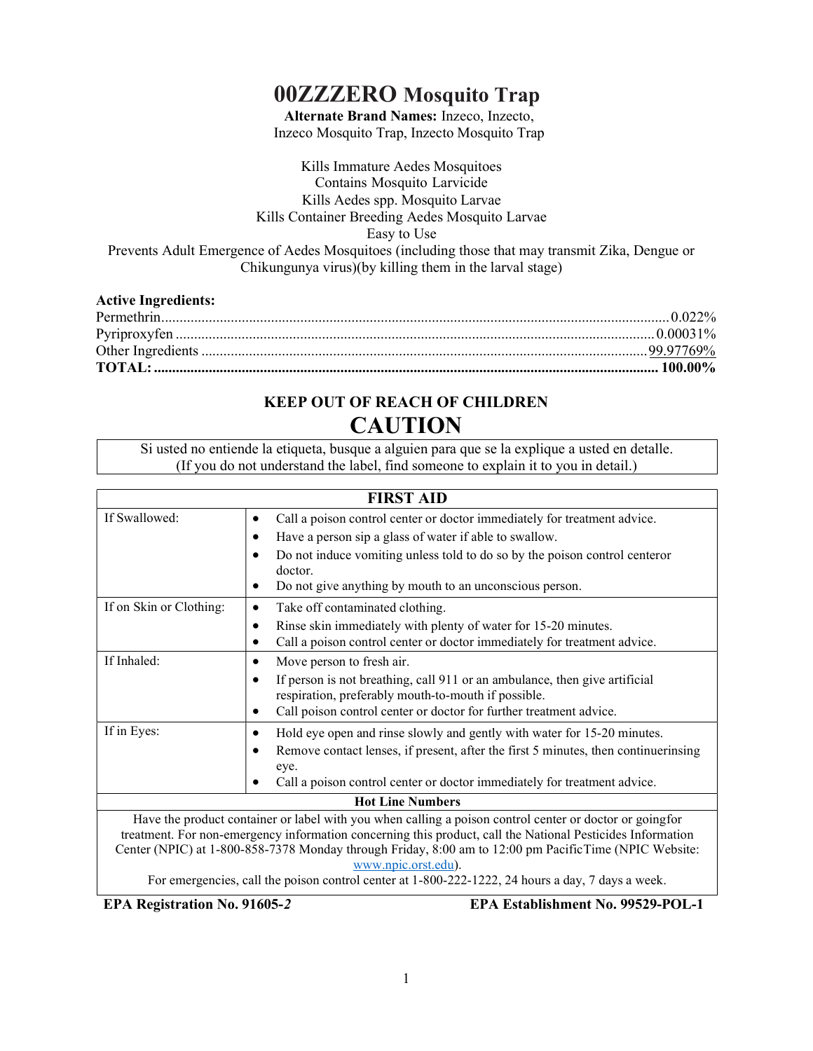# 00ZZZERO Mosquito Trap

**Alternate Brand Names:** Inzeco, Inzecto, Inzeco Mosquito Trap, Inzecto Mosquito Trap

Kills Immature Aedes Mosquitoes
Contains Mosquito Larvicide
Kills Aedes spp. Mosquito Larvae
Kills Container Breeding Aedes Mosquito Larvae
Easy to Use
Prevents Adult Emergence of Aedes Mosquitoes (including those that may transmit Zika, Dengue or Chikungunya virus)(by killing them in the larval stage)

**Active Ingredients:**

| | |
|---|---|
| Permethrin | 0.022% |
| Pyriproxyfen | 0.00031% |
| Other Ingredients | 99.97769% |
| **TOTAL:** | **100.00%** |

## KEEP OUT OF REACH OF CHILDREN

# CAUTION

Si usted no entiende la etiqueta, busque a alguien para que se la explique a usted en detalle.
(If you do not understand the label, find someone to explain it to you in detail.)

| FIRST AID | |
|---|---|
| If Swallowed: | • Call a poison control center or doctor immediately for treatment advice.<br>• Have a person sip a glass of water if able to swallow.<br>• Do not induce vomiting unless told to do so by the poison control centeror doctor.<br>• Do not give anything by mouth to an unconscious person. |
| If on Skin or Clothing: | • Take off contaminated clothing.<br>• Rinse skin immediately with plenty of water for 15-20 minutes.<br>• Call a poison control center or doctor immediately for treatment advice. |
| If Inhaled: | • Move person to fresh air.<br>• If person is not breathing, call 911 or an ambulance, then give artificial respiration, preferably mouth-to-mouth if possible.<br>• Call poison control center or doctor for further treatment advice. |
| If in Eyes: | • Hold eye open and rinse slowly and gently with water for 15-20 minutes.<br>• Remove contact lenses, if present, after the first 5 minutes, then continuerinsing eye.<br>• Call a poison control center or doctor immediately for treatment advice. |
| **Hot Line Numbers** | |
| Have the product container or label with you when calling a poison control center or doctor or goingfor treatment. For non-emergency information concerning this product, call the National Pesticides Information Center (NPIC) at 1-800-858-7378 Monday through Friday, 8:00 am to 12:00 pm PacificTime (NPIC Website: www.npic.orst.edu).<br>For emergencies, call the poison control center at 1-800-222-1222, 24 hours a day, 7 days a week. | |

**EPA Registration No. 91605-*2*** **EPA Establishment No. 99529-POL-1**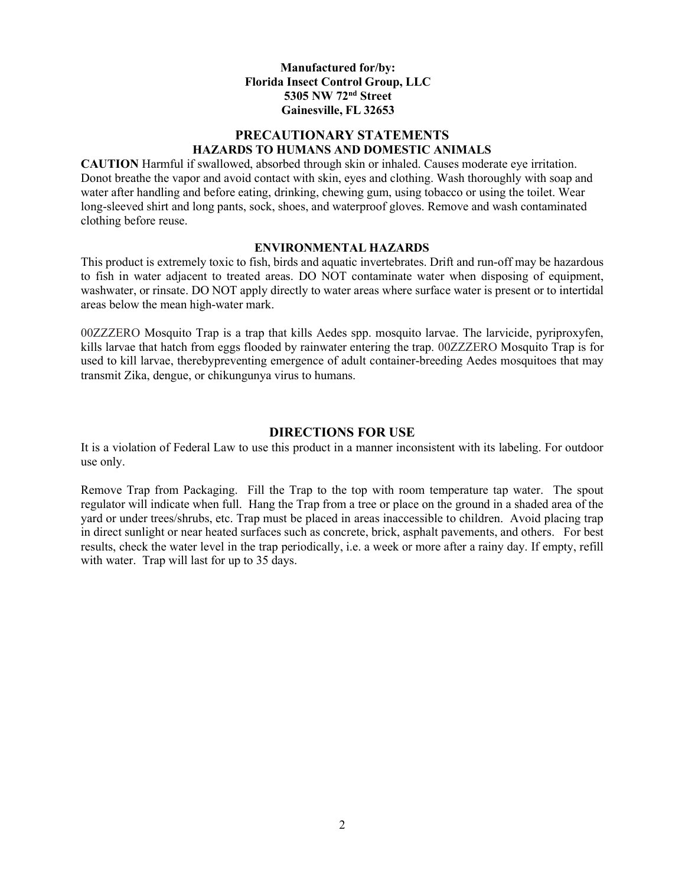**Manufactured for/by:**
**Florida Insect Control Group, LLC**
**5305 NW 72nd Street**
**Gainesville, FL 32653**

## PRECAUTIONARY STATEMENTS
### HAZARDS TO HUMANS AND DOMESTIC ANIMALS

**CAUTION** Harmful if swallowed, absorbed through skin or inhaled. Causes moderate eye irritation. Donot breathe the vapor and avoid contact with skin, eyes and clothing. Wash thoroughly with soap and water after handling and before eating, drinking, chewing gum, using tobacco or using the toilet. Wear long-sleeved shirt and long pants, sock, shoes, and waterproof gloves. Remove and wash contaminated clothing before reuse.

### ENVIRONMENTAL HAZARDS

This product is extremely toxic to fish, birds and aquatic invertebrates. Drift and run-off may be hazardous to fish in water adjacent to treated areas. DO NOT contaminate water when disposing of equipment, washwater, or rinsate. DO NOT apply directly to water areas where surface water is present or to intertidal areas below the mean high-water mark.

00ZZZERO Mosquito Trap is a trap that kills Aedes spp. mosquito larvae. The larvicide, pyriproxyfen, kills larvae that hatch from eggs flooded by rainwater entering the trap. 00ZZZERO Mosquito Trap is for used to kill larvae, therebypreventing emergence of adult container-breeding Aedes mosquitoes that may transmit Zika, dengue, or chikungunya virus to humans.

## DIRECTIONS FOR USE

It is a violation of Federal Law to use this product in a manner inconsistent with its labeling. For outdoor use only.

Remove Trap from Packaging. Fill the Trap to the top with room temperature tap water. The spout regulator will indicate when full. Hang the Trap from a tree or place on the ground in a shaded area of the yard or under trees/shrubs, etc. Trap must be placed in areas inaccessible to children. Avoid placing trap in direct sunlight or near heated surfaces such as concrete, brick, asphalt pavements, and others. For best results, check the water level in the trap periodically, i.e. a week or more after a rainy day. If empty, refill with water. Trap will last for up to 35 days.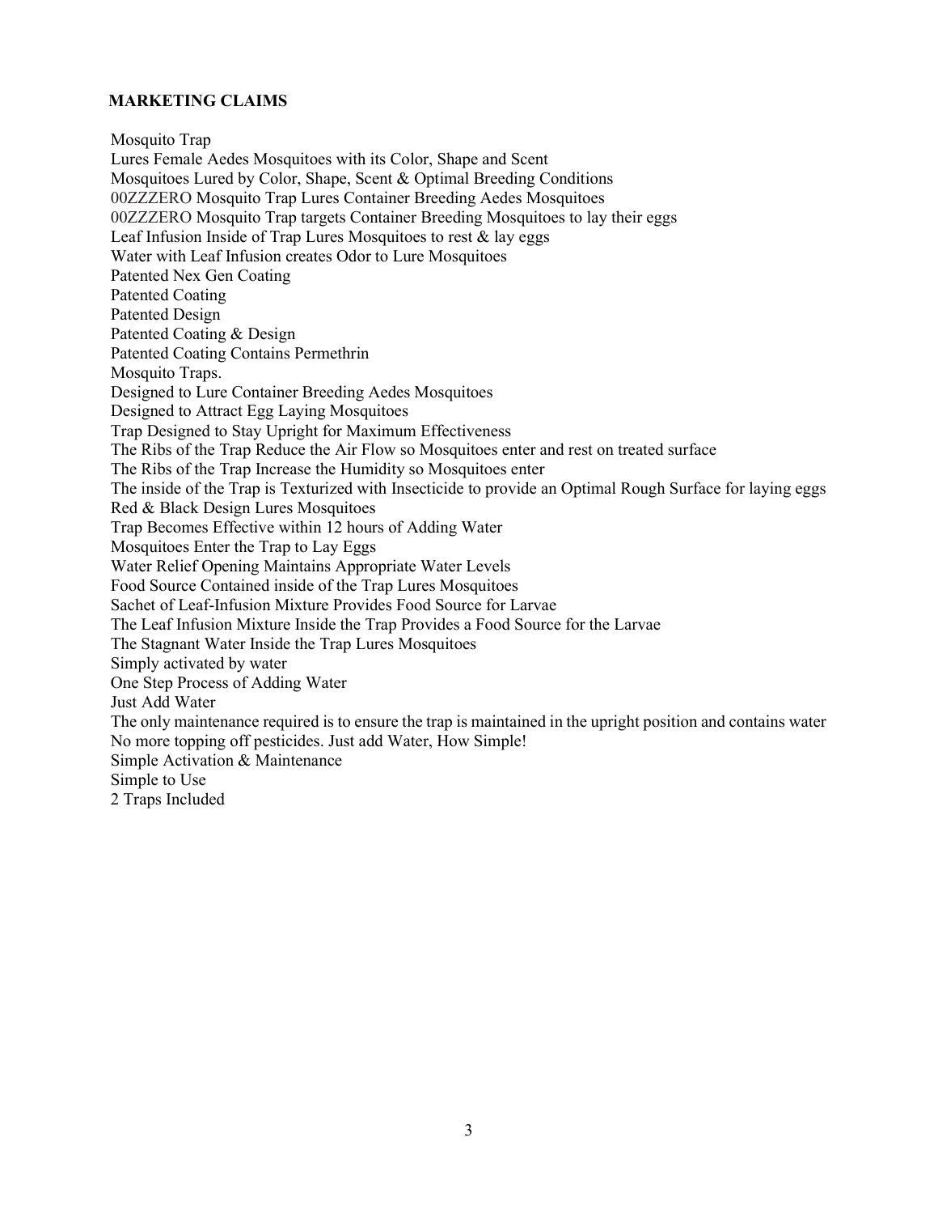**MARKETING CLAIMS**

Mosquito Trap
Lures Female Aedes Mosquitoes with its Color, Shape and Scent
Mosquitoes Lured by Color, Shape, Scent & Optimal Breeding Conditions
00ZZZERO Mosquito Trap Lures Container Breeding Aedes Mosquitoes
00ZZZERO Mosquito Trap targets Container Breeding Mosquitoes to lay their eggs
Leaf Infusion Inside of Trap Lures Mosquitoes to rest & lay eggs
Water with Leaf Infusion creates Odor to Lure Mosquitoes
Patented Nex Gen Coating
Patented Coating
Patented Design
Patented Coating & Design
Patented Coating Contains Permethrin
Mosquito Traps.
Designed to Lure Container Breeding Aedes Mosquitoes
Designed to Attract Egg Laying Mosquitoes
Trap Designed to Stay Upright for Maximum Effectiveness
The Ribs of the Trap Reduce the Air Flow so Mosquitoes enter and rest on treated surface
The Ribs of the Trap Increase the Humidity so Mosquitoes enter
The inside of the Trap is Texturized with Insecticide to provide an Optimal Rough Surface for laying eggs
Red & Black Design Lures Mosquitoes
Trap Becomes Effective within 12 hours of Adding Water
Mosquitoes Enter the Trap to Lay Eggs
Water Relief Opening Maintains Appropriate Water Levels
Food Source Contained inside of the Trap Lures Mosquitoes
Sachet of Leaf-Infusion Mixture Provides Food Source for Larvae
The Leaf Infusion Mixture Inside the Trap Provides a Food Source for the Larvae
The Stagnant Water Inside the Trap Lures Mosquitoes
Simply activated by water
One Step Process of Adding Water
Just Add Water
The only maintenance required is to ensure the trap is maintained in the upright position and contains water
No more topping off pesticides. Just add Water, How Simple!
Simple Activation & Maintenance
Simple to Use
2 Traps Included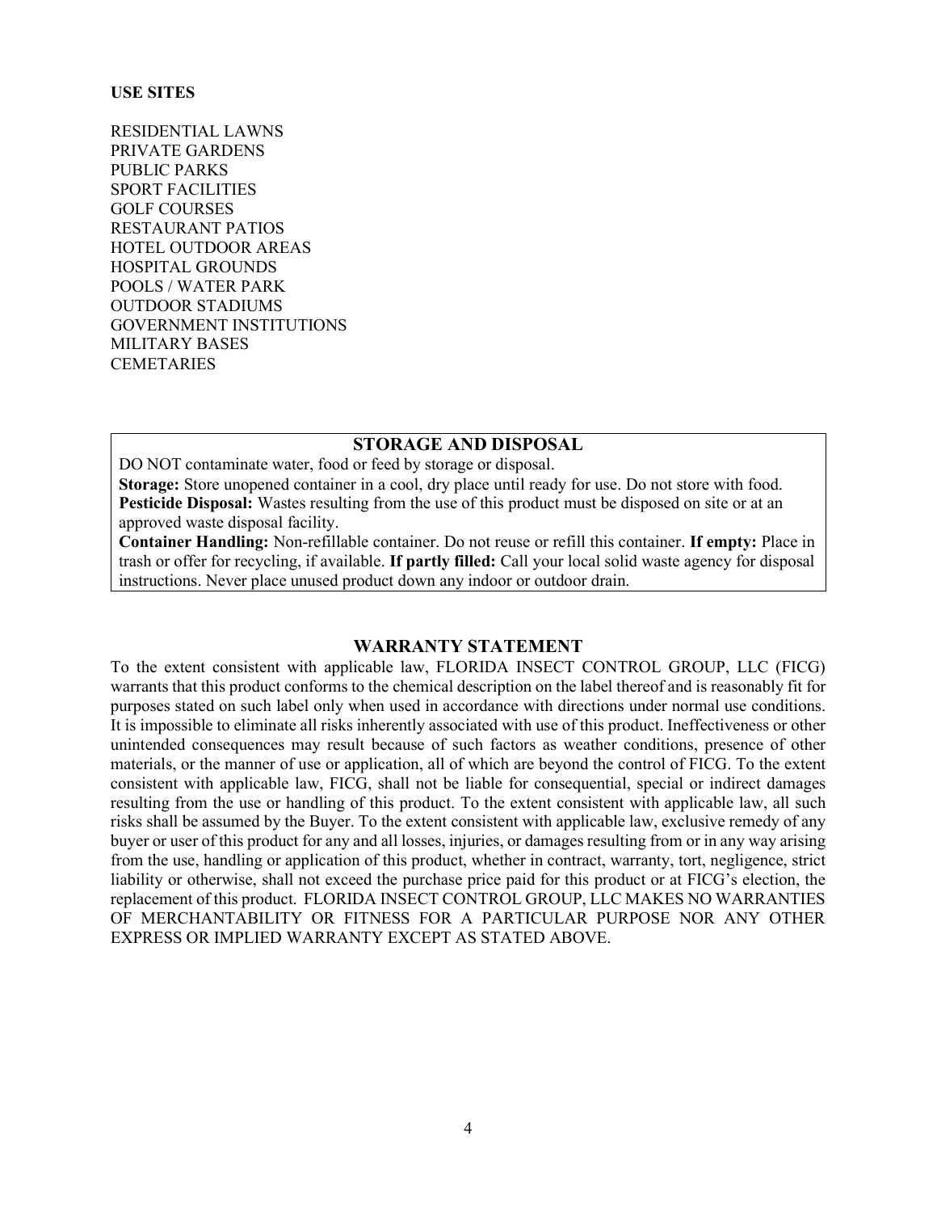**USE SITES**

RESIDENTIAL LAWNS
PRIVATE GARDENS
PUBLIC PARKS
SPORT FACILITIES
GOLF COURSES
RESTAURANT PATIOS
HOTEL OUTDOOR AREAS
HOSPITAL GROUNDS
POOLS / WATER PARK
OUTDOOR STADIUMS
GOVERNMENT INSTITUTIONS
MILITARY BASES
CEMETARIES

## STORAGE AND DISPOSAL

DO NOT contaminate water, food or feed by storage or disposal.

**Storage:** Store unopened container in a cool, dry place until ready for use. Do not store with food.

**Pesticide Disposal:** Wastes resulting from the use of this product must be disposed on site or at an approved waste disposal facility.

**Container Handling:** Non-refillable container. Do not reuse or refill this container. **If empty:** Place in trash or offer for recycling, if available. **If partly filled:** Call your local solid waste agency for disposal instructions. Never place unused product down any indoor or outdoor drain.

## WARRANTY STATEMENT

To the extent consistent with applicable law, FLORIDA INSECT CONTROL GROUP, LLC (FICG) warrants that this product conforms to the chemical description on the label thereof and is reasonably fit for purposes stated on such label only when used in accordance with directions under normal use conditions. It is impossible to eliminate all risks inherently associated with use of this product. Ineffectiveness or other unintended consequences may result because of such factors as weather conditions, presence of other materials, or the manner of use or application, all of which are beyond the control of FICG. To the extent consistent with applicable law, FICG, shall not be liable for consequential, special or indirect damages resulting from the use or handling of this product. To the extent consistent with applicable law, all such risks shall be assumed by the Buyer. To the extent consistent with applicable law, exclusive remedy of any buyer or user of this product for any and all losses, injuries, or damages resulting from or in any way arising from the use, handling or application of this product, whether in contract, warranty, tort, negligence, strict liability or otherwise, shall not exceed the purchase price paid for this product or at FICG's election, the replacement of this product. FLORIDA INSECT CONTROL GROUP, LLC MAKES NO WARRANTIES OF MERCHANTABILITY OR FITNESS FOR A PARTICULAR PURPOSE NOR ANY OTHER EXPRESS OR IMPLIED WARRANTY EXCEPT AS STATED ABOVE.